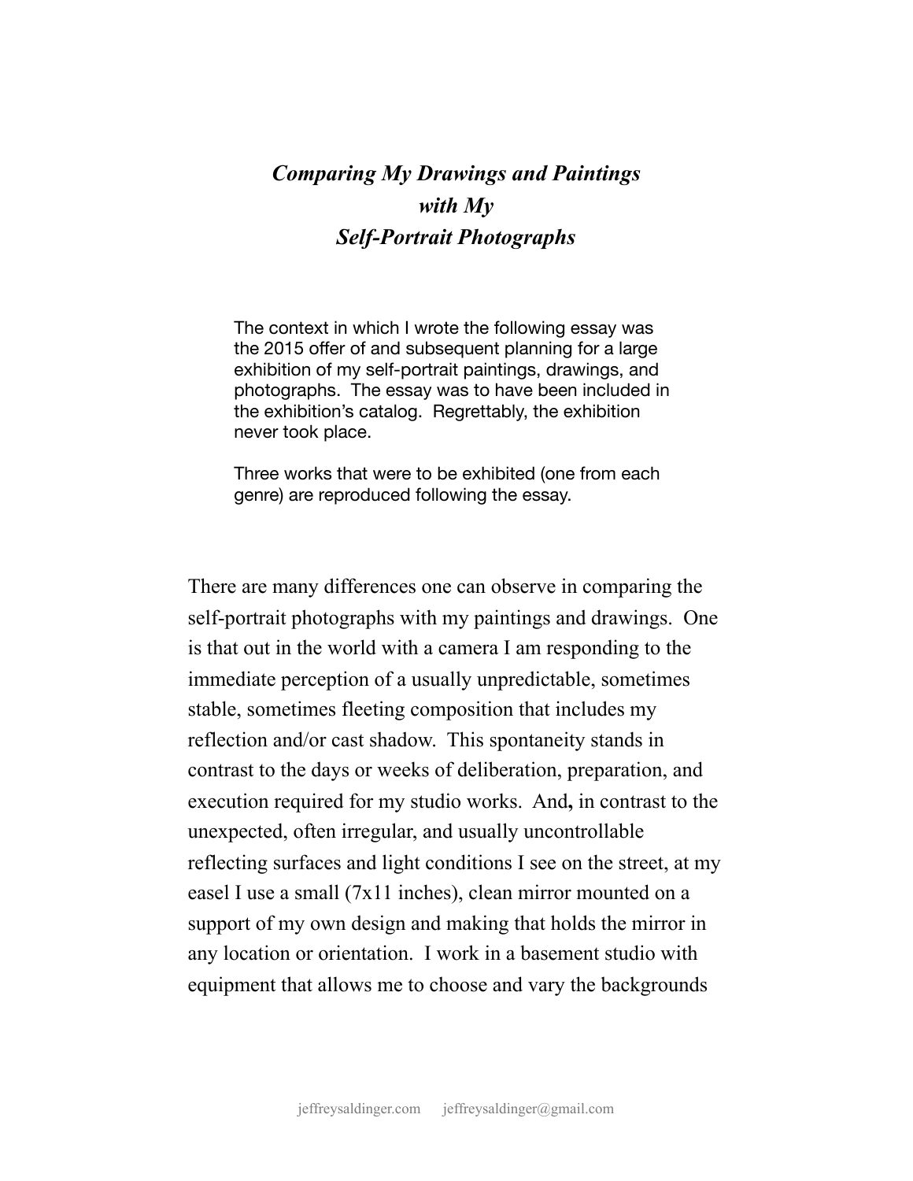# *Comparing My Drawings and Paintings with My Self-Portrait Photographs*

> The context in which I wrote the following essay was the 2015 offer of and subsequent planning for a large exhibition of my self-portrait paintings, drawings, and photographs. The essay was to have been included in the exhibition's catalog. Regrettably, the exhibition never took place.
>
> Three works that were to be exhibited (one from each genre) are reproduced following the essay.

There are many differences one can observe in comparing the self-portrait photographs with my paintings and drawings. One is that out in the world with a camera I am responding to the immediate perception of a usually unpredictable, sometimes stable, sometimes fleeting composition that includes my reflection and/or cast shadow. This spontaneity stands in contrast to the days or weeks of deliberation, preparation, and execution required for my studio works. And**,** in contrast to the unexpected, often irregular, and usually uncontrollable reflecting surfaces and light conditions I see on the street, at my easel I use a small (7x11 inches), clean mirror mounted on a support of my own design and making that holds the mirror in any location or orientation. I work in a basement studio with equipment that allows me to choose and vary the backgrounds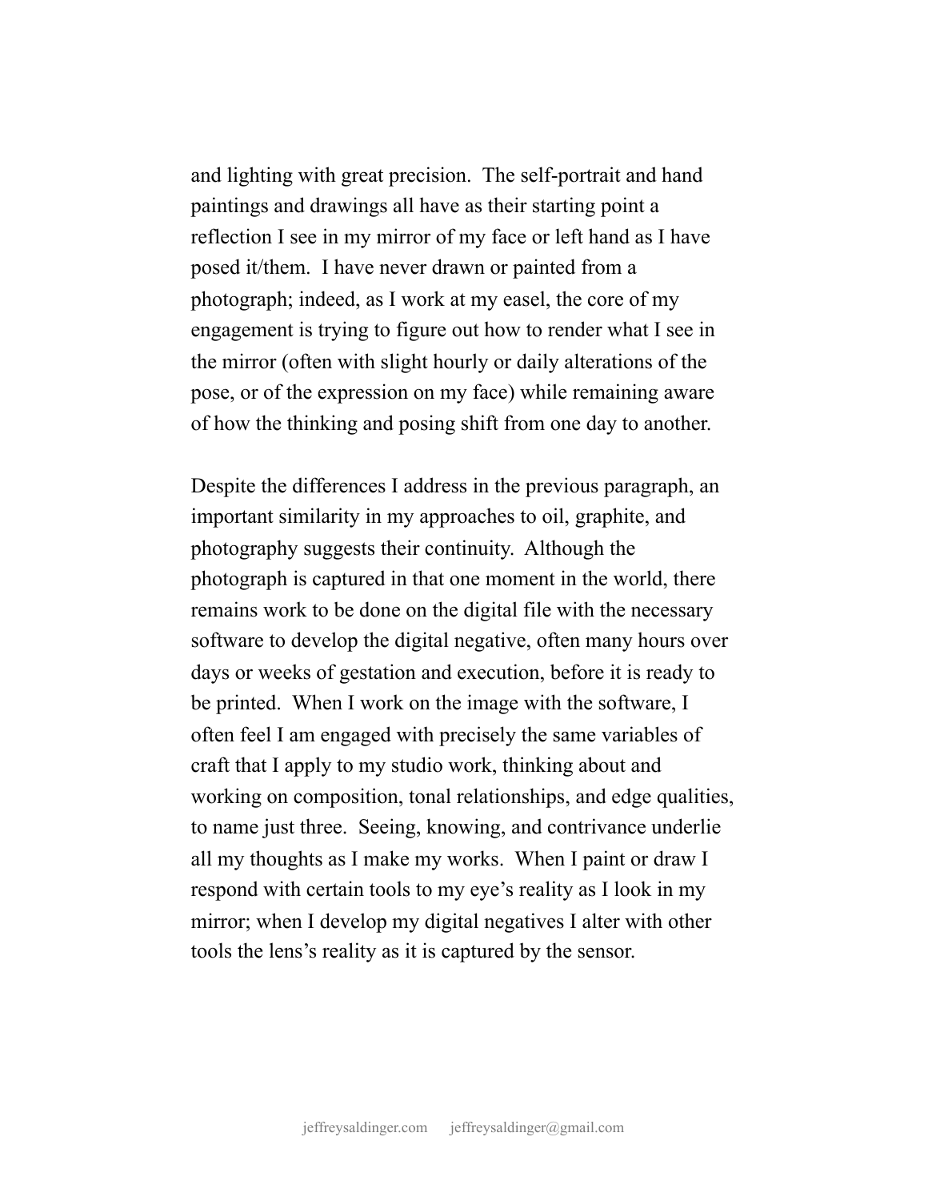and lighting with great precision. The self-portrait and hand paintings and drawings all have as their starting point a reflection I see in my mirror of my face or left hand as I have posed it/them. I have never drawn or painted from a photograph; indeed, as I work at my easel, the core of my engagement is trying to figure out how to render what I see in the mirror (often with slight hourly or daily alterations of the pose, or of the expression on my face) while remaining aware of how the thinking and posing shift from one day to another.

Despite the differences I address in the previous paragraph, an important similarity in my approaches to oil, graphite, and photography suggests their continuity. Although the photograph is captured in that one moment in the world, there remains work to be done on the digital file with the necessary software to develop the digital negative, often many hours over days or weeks of gestation and execution, before it is ready to be printed. When I work on the image with the software, I often feel I am engaged with precisely the same variables of craft that I apply to my studio work, thinking about and working on composition, tonal relationships, and edge qualities, to name just three. Seeing, knowing, and contrivance underlie all my thoughts as I make my works. When I paint or draw I respond with certain tools to my eye's reality as I look in my mirror; when I develop my digital negatives I alter with other tools the lens's reality as it is captured by the sensor.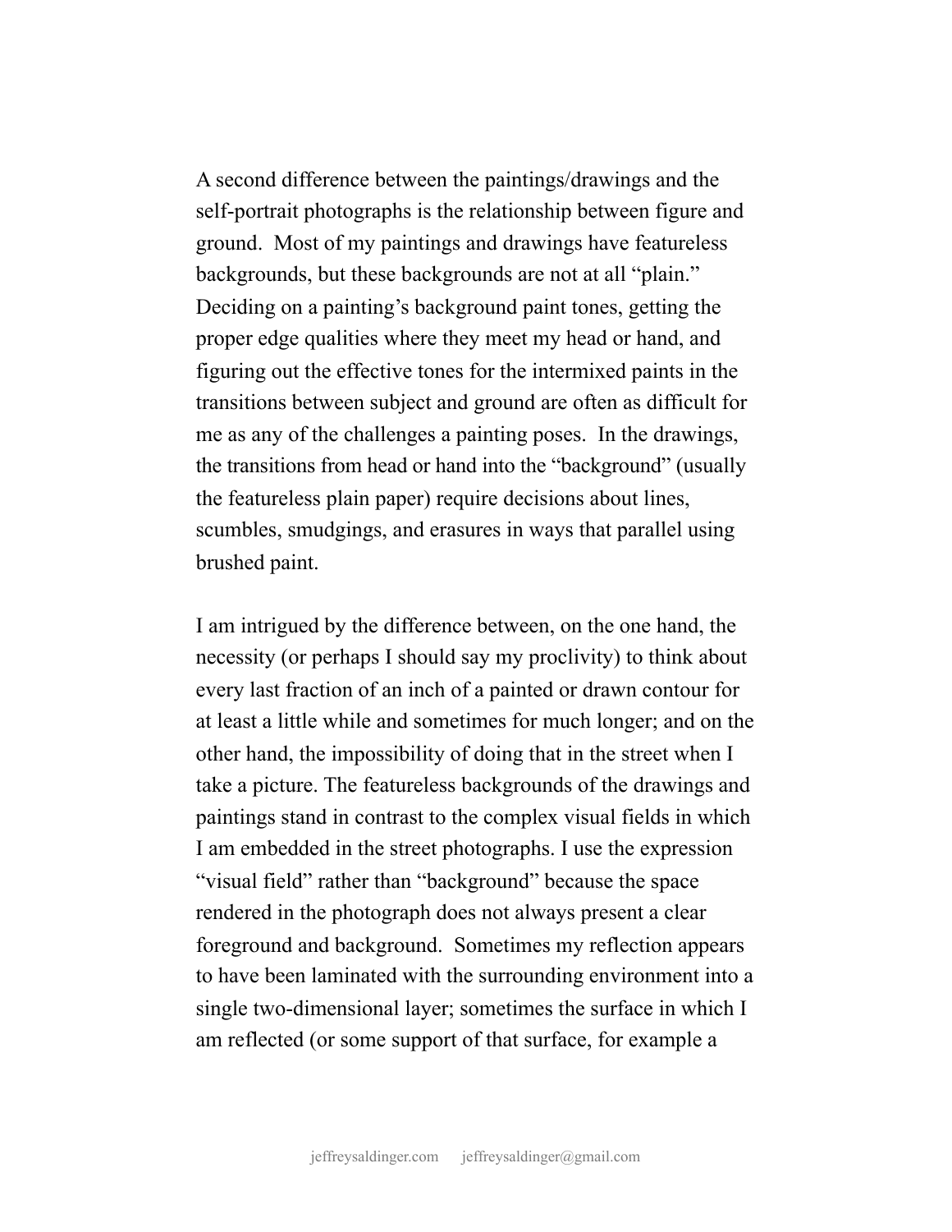A second difference between the paintings/drawings and the self-portrait photographs is the relationship between figure and ground. Most of my paintings and drawings have featureless backgrounds, but these backgrounds are not at all "plain." Deciding on a painting's background paint tones, getting the proper edge qualities where they meet my head or hand, and figuring out the effective tones for the intermixed paints in the transitions between subject and ground are often as difficult for me as any of the challenges a painting poses. In the drawings, the transitions from head or hand into the "background" (usually the featureless plain paper) require decisions about lines, scumbles, smudgings, and erasures in ways that parallel using brushed paint.

I am intrigued by the difference between, on the one hand, the necessity (or perhaps I should say my proclivity) to think about every last fraction of an inch of a painted or drawn contour for at least a little while and sometimes for much longer; and on the other hand, the impossibility of doing that in the street when I take a picture. The featureless backgrounds of the drawings and paintings stand in contrast to the complex visual fields in which I am embedded in the street photographs. I use the expression "visual field" rather than "background" because the space rendered in the photograph does not always present a clear foreground and background. Sometimes my reflection appears to have been laminated with the surrounding environment into a single two-dimensional layer; sometimes the surface in which I am reflected (or some support of that surface, for example a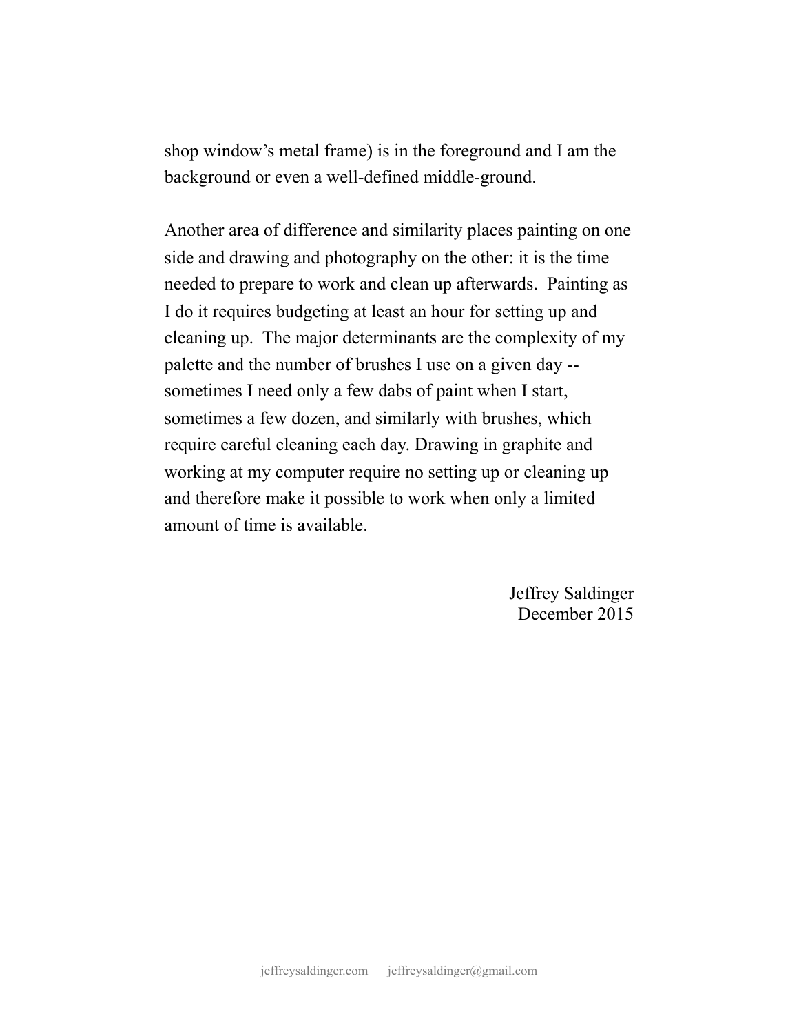shop window's metal frame) is in the foreground and I am the background or even a well-defined middle-ground.

Another area of difference and similarity places painting on one side and drawing and photography on the other: it is the time needed to prepare to work and clean up afterwards. Painting as I do it requires budgeting at least an hour for setting up and cleaning up. The major determinants are the complexity of my palette and the number of brushes I use on a given day -- sometimes I need only a few dabs of paint when I start, sometimes a few dozen, and similarly with brushes, which require careful cleaning each day. Drawing in graphite and working at my computer require no setting up or cleaning up and therefore make it possible to work when only a limited amount of time is available.

Jeffrey Saldinger
December 2015